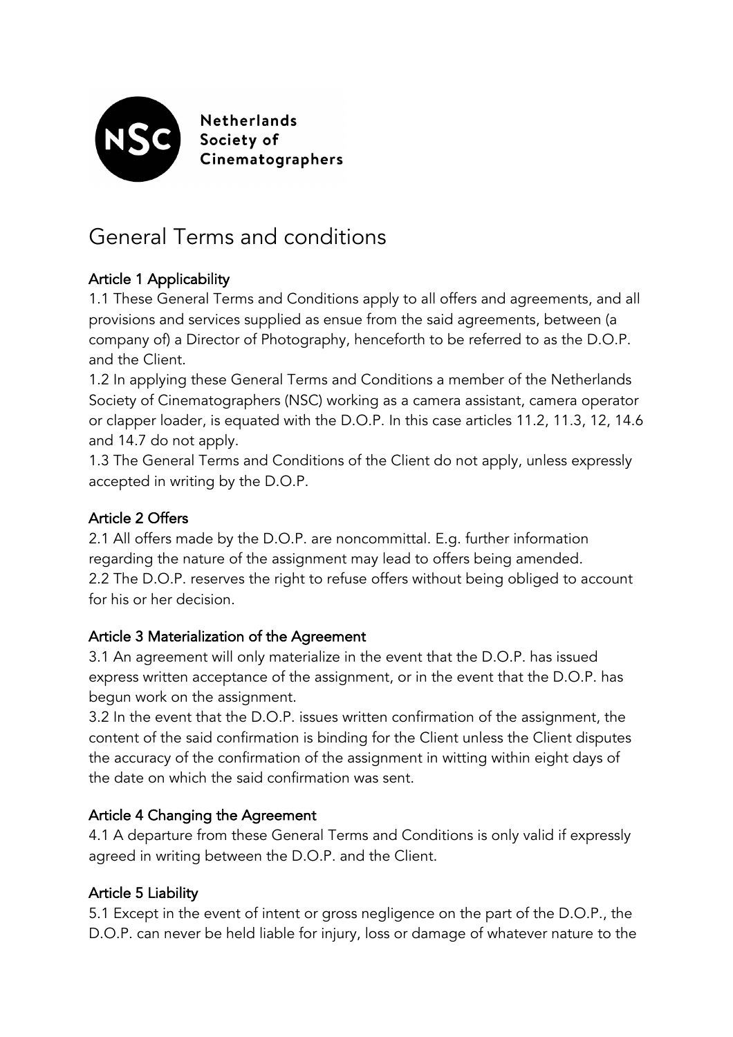Netherlands Society of Cinematographers

# General Terms and conditions

## Article 1 Applicability

1.1 These General Terms and Conditions apply to all offers and agreements, and all provisions and services supplied as ensue from the said agreements, between (a company of) a Director of Photography, henceforth to be referred to as the D.O.P. and the Client.

1.2 In applying these General Terms and Conditions a member of the Netherlands Society of Cinematographers (NSC) working as a camera assistant, camera operator or clapper loader, is equated with the D.O.P. In this case articles 11.2, 11.3, 12, 14.6 and 14.7 do not apply.

1.3 The General Terms and Conditions of the Client do not apply, unless expressly accepted in writing by the D.O.P.

## Article 2 Offers

2.1 All offers made by the D.O.P. are noncommittal. E.g. further information regarding the nature of the assignment may lead to offers being amended.

2.2 The D.O.P. reserves the right to refuse offers without being obliged to account for his or her decision.

## Article 3 Materialization of the Agreement

3.1 An agreement will only materialize in the event that the D.O.P. has issued express written acceptance of the assignment, or in the event that the D.O.P. has begun work on the assignment.

3.2 In the event that the D.O.P. issues written confirmation of the assignment, the content of the said confirmation is binding for the Client unless the Client disputes the accuracy of the confirmation of the assignment in witting within eight days of the date on which the said confirmation was sent.

## Article 4 Changing the Agreement

4.1 A departure from these General Terms and Conditions is only valid if expressly agreed in writing between the D.O.P. and the Client.

## Article 5 Liability

5.1 Except in the event of intent or gross negligence on the part of the D.O.P., the D.O.P. can never be held liable for injury, loss or damage of whatever nature to the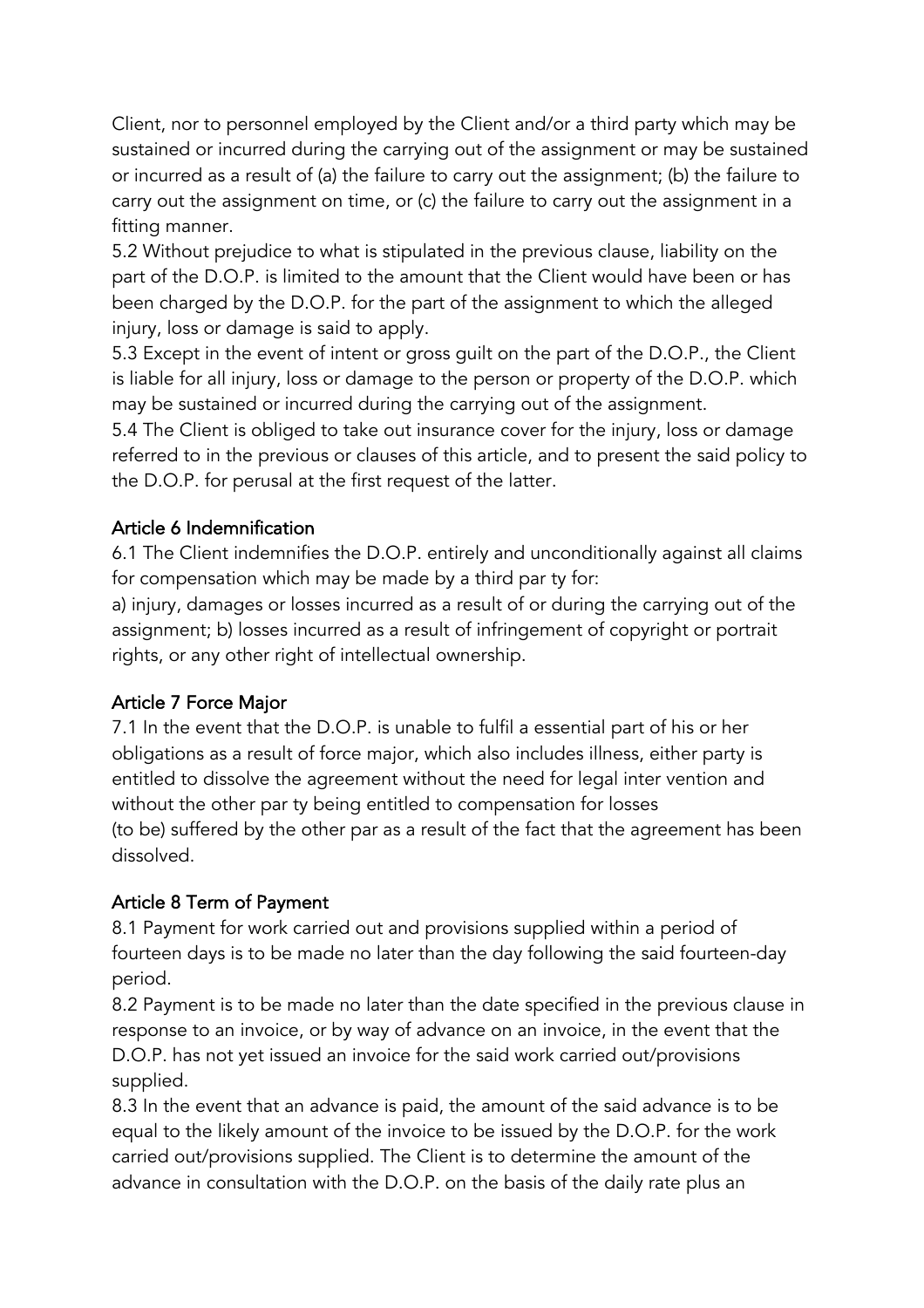Client, nor to personnel employed by the Client and/or a third party which may be sustained or incurred during the carrying out of the assignment or may be sustained or incurred as a result of (a) the failure to carry out the assignment; (b) the failure to carry out the assignment on time, or (c) the failure to carry out the assignment in a fitting manner.

5.2 Without prejudice to what is stipulated in the previous clause, liability on the part of the D.O.P. is limited to the amount that the Client would have been or has been charged by the D.O.P. for the part of the assignment to which the alleged injury, loss or damage is said to apply.

5.3 Except in the event of intent or gross guilt on the part of the D.O.P., the Client is liable for all injury, loss or damage to the person or property of the D.O.P. which may be sustained or incurred during the carrying out of the assignment.

5.4 The Client is obliged to take out insurance cover for the injury, loss or damage referred to in the previous or clauses of this article, and to present the said policy to the D.O.P. for perusal at the first request of the latter.

## Article 6 Indemnification

6.1 The Client indemnifies the D.O.P. entirely and unconditionally against all claims for compensation which may be made by a third par ty for:

a) injury, damages or losses incurred as a result of or during the carrying out of the assignment; b) losses incurred as a result of infringement of copyright or portrait rights, or any other right of intellectual ownership.

## Article 7 Force Major

7.1 In the event that the D.O.P. is unable to fulfil a essential part of his or her obligations as a result of force major, which also includes illness, either party is entitled to dissolve the agreement without the need for legal inter vention and without the other par ty being entitled to compensation for losses (to be) suffered by the other par as a result of the fact that the agreement has been dissolved.

## Article 8 Term of Payment

8.1 Payment for work carried out and provisions supplied within a period of fourteen days is to be made no later than the day following the said fourteen-day period.

8.2 Payment is to be made no later than the date specified in the previous clause in response to an invoice, or by way of advance on an invoice, in the event that the D.O.P. has not yet issued an invoice for the said work carried out/provisions supplied.

8.3 In the event that an advance is paid, the amount of the said advance is to be equal to the likely amount of the invoice to be issued by the D.O.P. for the work carried out/provisions supplied. The Client is to determine the amount of the advance in consultation with the D.O.P. on the basis of the daily rate plus an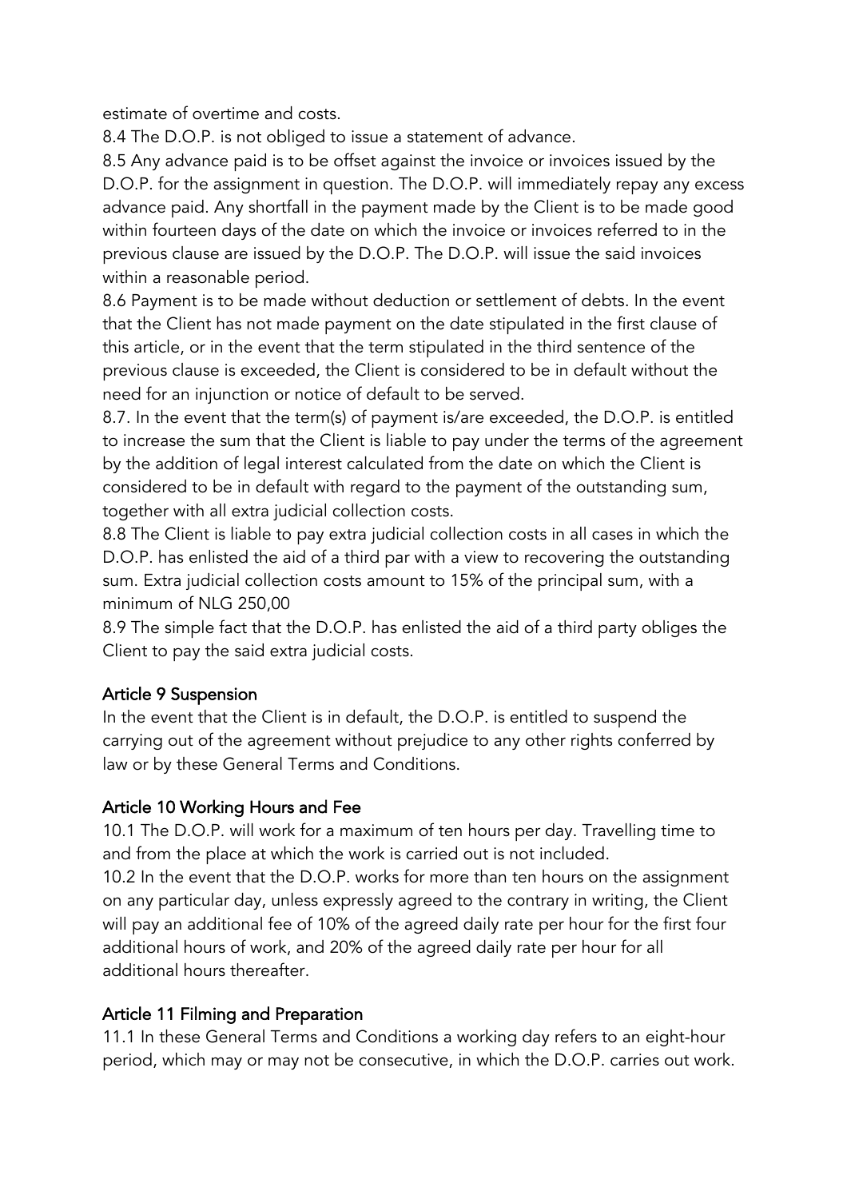estimate of overtime and costs.

8.4 The D.O.P. is not obliged to issue a statement of advance.

8.5 Any advance paid is to be offset against the invoice or invoices issued by the D.O.P. for the assignment in question. The D.O.P. will immediately repay any excess advance paid. Any shortfall in the payment made by the Client is to be made good within fourteen days of the date on which the invoice or invoices referred to in the previous clause are issued by the D.O.P. The D.O.P. will issue the said invoices within a reasonable period.

8.6 Payment is to be made without deduction or settlement of debts. In the event that the Client has not made payment on the date stipulated in the first clause of this article, or in the event that the term stipulated in the third sentence of the previous clause is exceeded, the Client is considered to be in default without the need for an injunction or notice of default to be served.

8.7. In the event that the term(s) of payment is/are exceeded, the D.O.P. is entitled to increase the sum that the Client is liable to pay under the terms of the agreement by the addition of legal interest calculated from the date on which the Client is considered to be in default with regard to the payment of the outstanding sum, together with all extra judicial collection costs.

8.8 The Client is liable to pay extra judicial collection costs in all cases in which the D.O.P. has enlisted the aid of a third par with a view to recovering the outstanding sum. Extra judicial collection costs amount to 15% of the principal sum, with a minimum of NLG 250,00

8.9 The simple fact that the D.O.P. has enlisted the aid of a third party obliges the Client to pay the said extra judicial costs.

## Article 9 Suspension

In the event that the Client is in default, the D.O.P. is entitled to suspend the carrying out of the agreement without prejudice to any other rights conferred by law or by these General Terms and Conditions.

## Article 10 Working Hours and Fee

10.1 The D.O.P. will work for a maximum of ten hours per day. Travelling time to and from the place at which the work is carried out is not included.

10.2 In the event that the D.O.P. works for more than ten hours on the assignment on any particular day, unless expressly agreed to the contrary in writing, the Client will pay an additional fee of 10% of the agreed daily rate per hour for the first four additional hours of work, and 20% of the agreed daily rate per hour for all additional hours thereafter.

## Article 11 Filming and Preparation

11.1 In these General Terms and Conditions a working day refers to an eight-hour period, which may or may not be consecutive, in which the D.O.P. carries out work.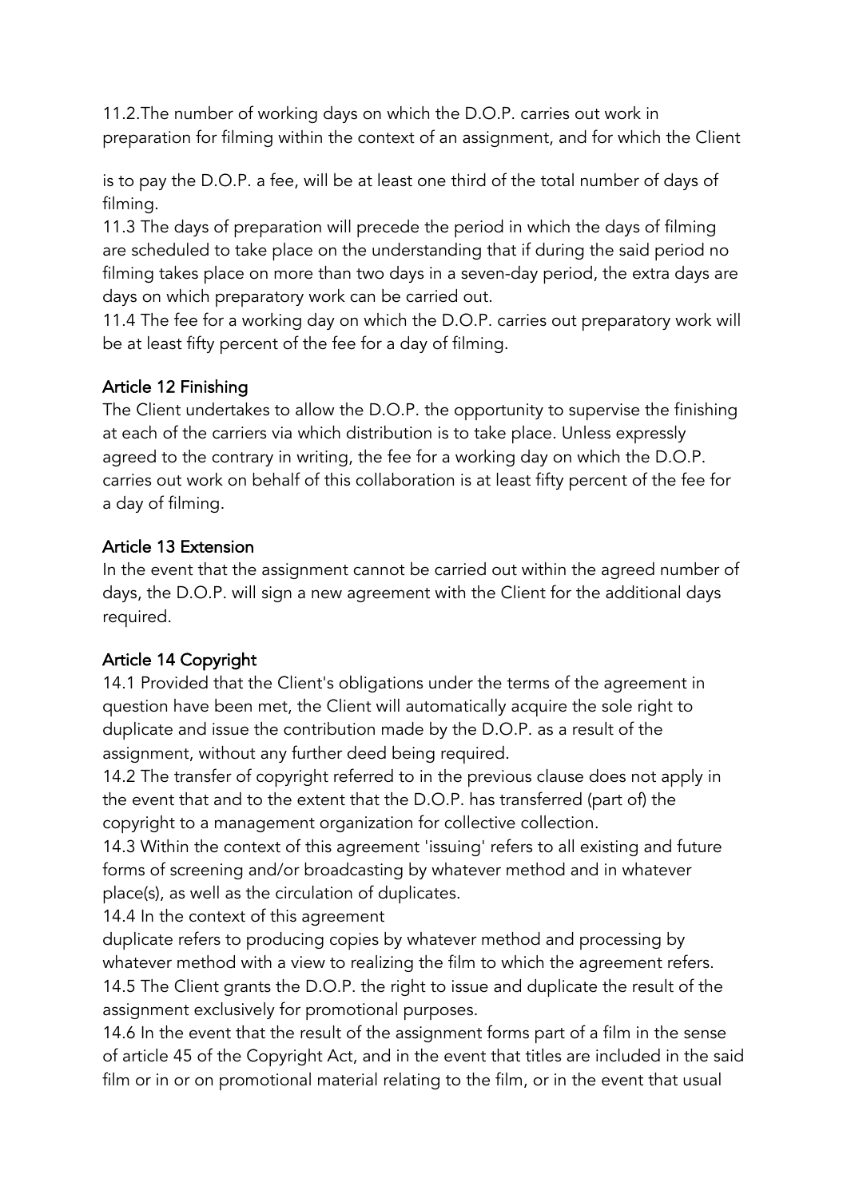11.2.The number of working days on which the D.O.P. carries out work in preparation for filming within the context of an assignment, and for which the Client is to pay the D.O.P. a fee, will be at least one third of the total number of days of filming.

11.3 The days of preparation will precede the period in which the days of filming are scheduled to take place on the understanding that if during the said period no filming takes place on more than two days in a seven-day period, the extra days are days on which preparatory work can be carried out.

11.4 The fee for a working day on which the D.O.P. carries out preparatory work will be at least fifty percent of the fee for a day of filming.

## Article 12 Finishing

The Client undertakes to allow the D.O.P. the opportunity to supervise the finishing at each of the carriers via which distribution is to take place. Unless expressly agreed to the contrary in writing, the fee for a working day on which the D.O.P. carries out work on behalf of this collaboration is at least fifty percent of the fee for a day of filming.

## Article 13 Extension

In the event that the assignment cannot be carried out within the agreed number of days, the D.O.P. will sign a new agreement with the Client for the additional days required.

## Article 14 Copyright

14.1 Provided that the Client's obligations under the terms of the agreement in question have been met, the Client will automatically acquire the sole right to duplicate and issue the contribution made by the D.O.P. as a result of the assignment, without any further deed being required.

14.2 The transfer of copyright referred to in the previous clause does not apply in the event that and to the extent that the D.O.P. has transferred (part of) the copyright to a management organization for collective collection.

14.3 Within the context of this agreement 'issuing' refers to all existing and future forms of screening and/or broadcasting by whatever method and in whatever place(s), as well as the circulation of duplicates.

14.4 In the context of this agreement duplicate refers to producing copies by whatever method and processing by whatever method with a view to realizing the film to which the agreement refers.

14.5 The Client grants the D.O.P. the right to issue and duplicate the result of the assignment exclusively for promotional purposes.

14.6 In the event that the result of the assignment forms part of a film in the sense of article 45 of the Copyright Act, and in the event that titles are included in the said film or in or on promotional material relating to the film, or in the event that usual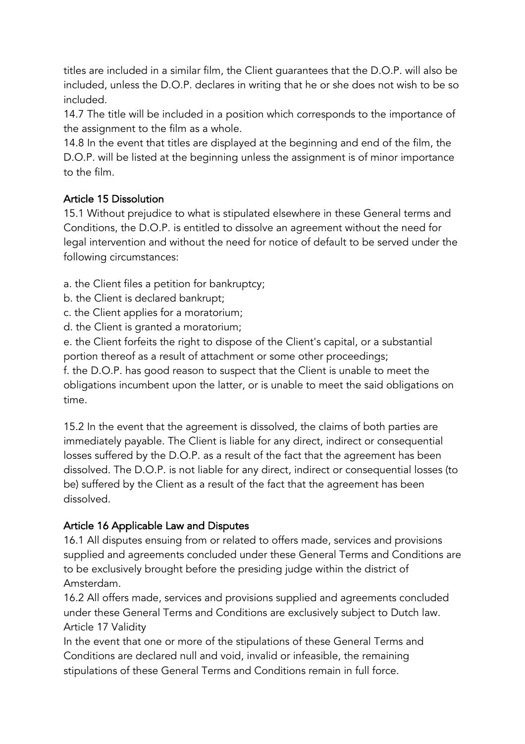titles are included in a similar film, the Client guarantees that the D.O.P. will also be included, unless the D.O.P. declares in writing that he or she does not wish to be so included.

14.7 The title will be included in a position which corresponds to the importance of the assignment to the film as a whole.

14.8 In the event that titles are displayed at the beginning and end of the film, the D.O.P. will be listed at the beginning unless the assignment is of minor importance to the film.

## Article 15 Dissolution

15.1 Without prejudice to what is stipulated elsewhere in these General terms and Conditions, the D.O.P. is entitled to dissolve an agreement without the need for legal intervention and without the need for notice of default to be served under the following circumstances:

a. the Client files a petition for bankruptcy;
b. the Client is declared bankrupt;
c. the Client applies for a moratorium;
d. the Client is granted a moratorium;
e. the Client forfeits the right to dispose of the Client's capital, or a substantial portion thereof as a result of attachment or some other proceedings;
f. the D.O.P. has good reason to suspect that the Client is unable to meet the obligations incumbent upon the latter, or is unable to meet the said obligations on time.

15.2 In the event that the agreement is dissolved, the claims of both parties are immediately payable. The Client is liable for any direct, indirect or consequential losses suffered by the D.O.P. as a result of the fact that the agreement has been dissolved. The D.O.P. is not liable for any direct, indirect or consequential losses (to be) suffered by the Client as a result of the fact that the agreement has been dissolved.

## Article 16 Applicable Law and Disputes

16.1 All disputes ensuing from or related to offers made, services and provisions supplied and agreements concluded under these General Terms and Conditions are to be exclusively brought before the presiding judge within the district of Amsterdam.

16.2 All offers made, services and provisions supplied and agreements concluded under these General Terms and Conditions are exclusively subject to Dutch law.

Article 17 Validity

In the event that one or more of the stipulations of these General Terms and Conditions are declared null and void, invalid or infeasible, the remaining stipulations of these General Terms and Conditions remain in full force.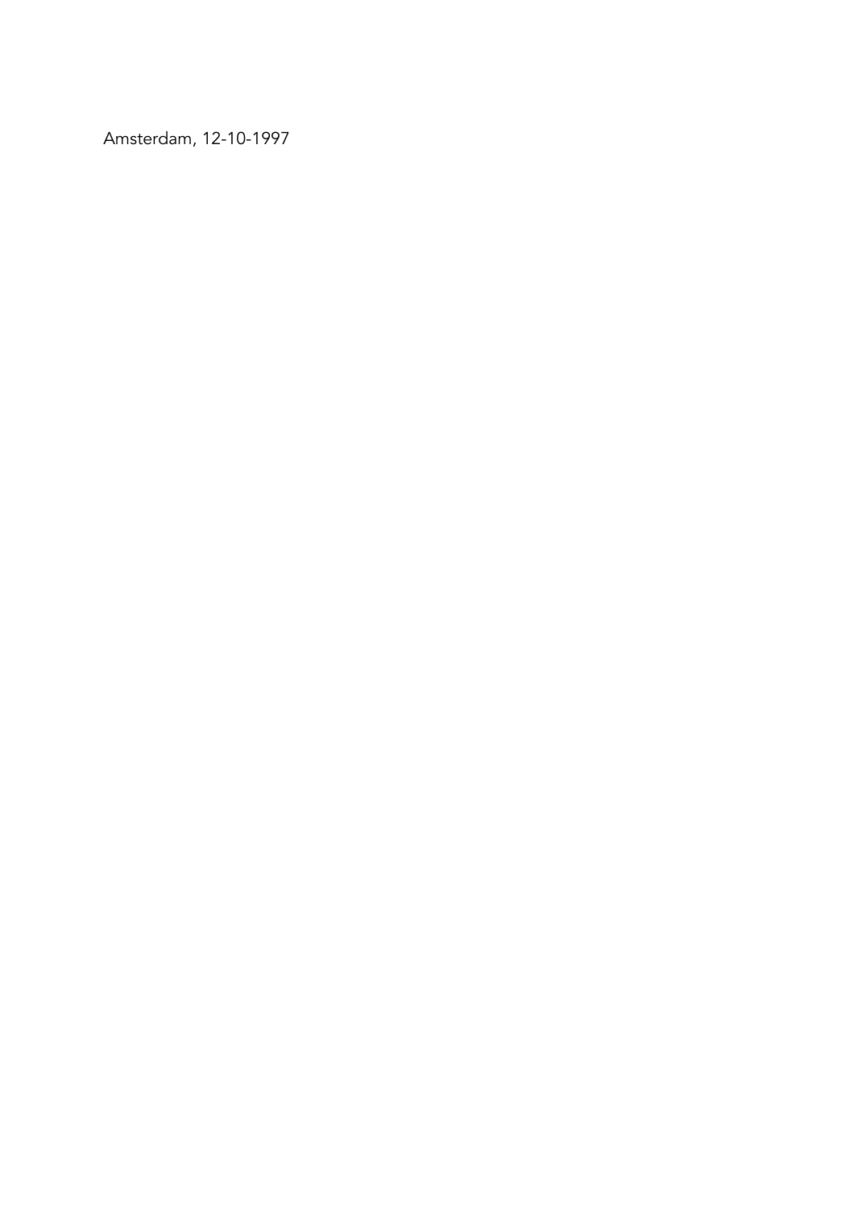Amsterdam, 12-10-1997